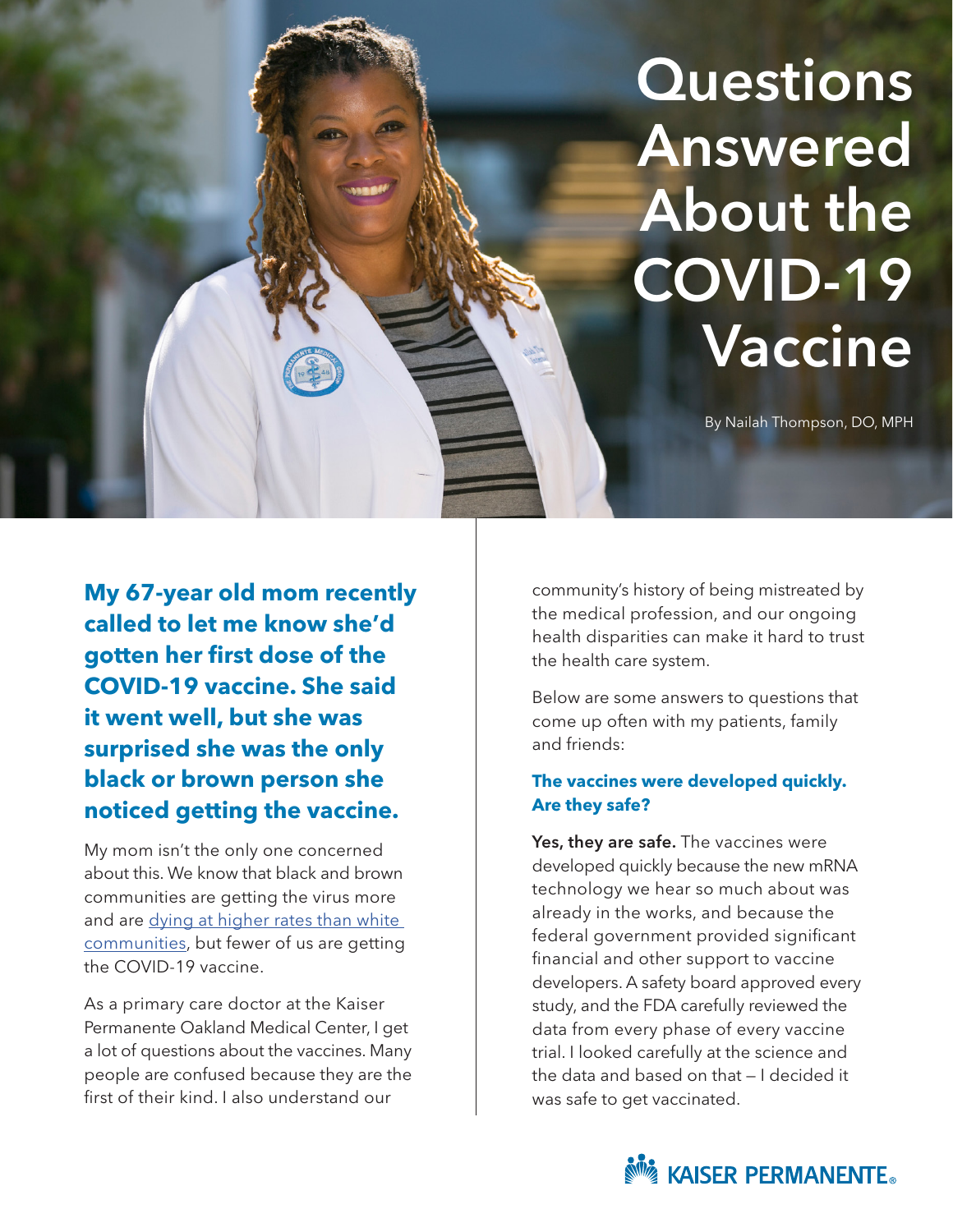# Questions Answered About the COVID-19 Vaccine

By Nailah Thompson, DO, MPH

**My 67-year old mom recently called to let me know she'd gotten her first dose of the COVID-19 vaccine. She said it went well, but she was surprised she was the only black or brown person she noticed getting the vaccine.**

My mom isn't the only one concerned about this. We know that black and brown communities are getting the virus more and are [dying at higher rates than white communities](), but fewer of us are getting the COVID-19 vaccine.

As a primary care doctor at the Kaiser Permanente Oakland Medical Center, I get a lot of questions about the vaccines. Many people are confused because they are the first of their kind. I also understand our community's history of being mistreated by the medical profession, and our ongoing health disparities can make it hard to trust the health care system.

Below are some answers to questions that come up often with my patients, family and friends:

### The vaccines were developed quickly. Are they safe?

**Yes, they are safe.** The vaccines were developed quickly because the new mRNA technology we hear so much about was already in the works, and because the federal government provided significant financial and other support to vaccine developers. A safety board approved every study, and the FDA carefully reviewed the data from every phase of every vaccine trial. I looked carefully at the science and the data and based on that — I decided it was safe to get vaccinated.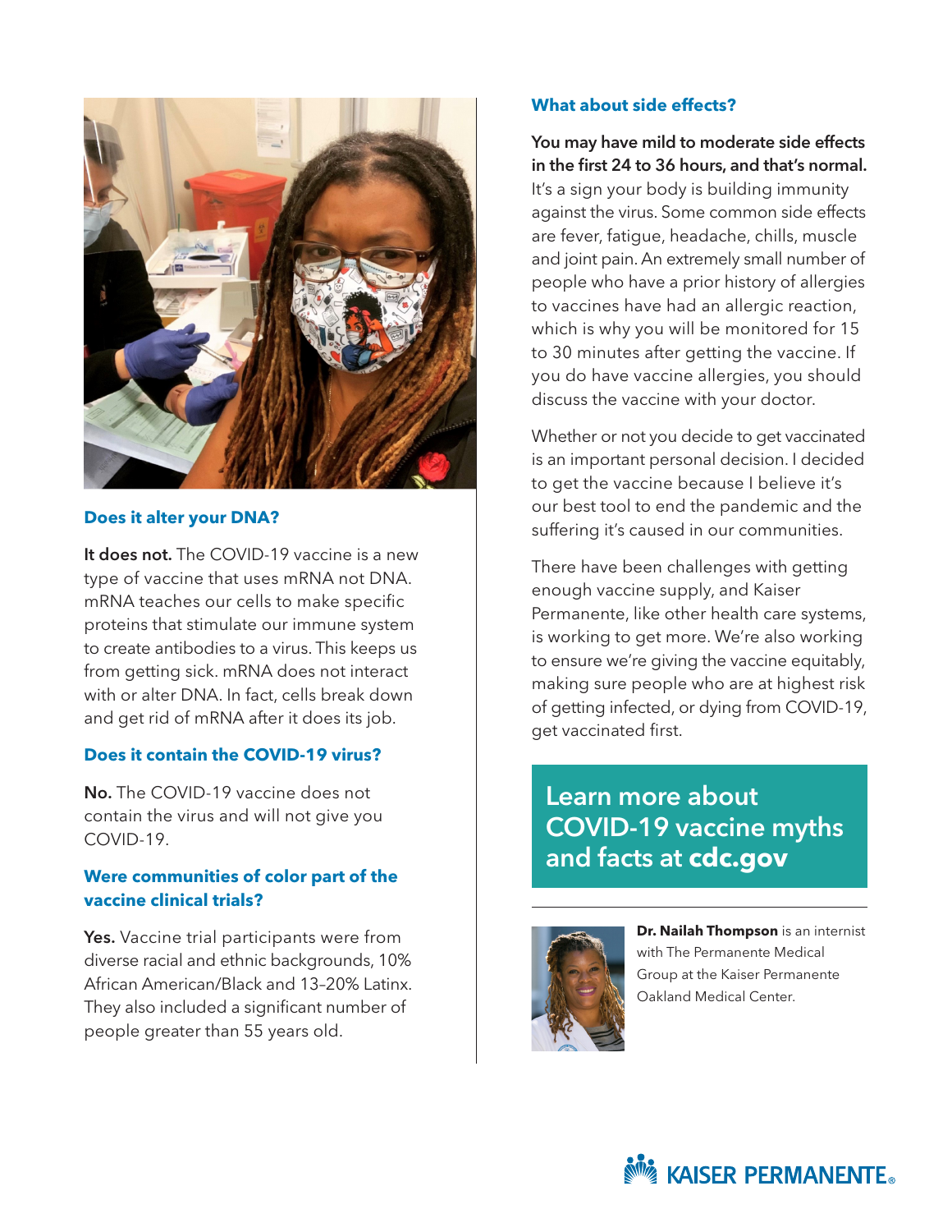### Does it alter your DNA?

**It does not.** The COVID-19 vaccine is a new type of vaccine that uses mRNA not DNA. mRNA teaches our cells to make specific proteins that stimulate our immune system to create antibodies to a virus. This keeps us from getting sick. mRNA does not interact with or alter DNA. In fact, cells break down and get rid of mRNA after it does its job.

### Does it contain the COVID-19 virus?

**No.** The COVID-19 vaccine does not contain the virus and will not give you COVID-19.

### Were communities of color part of the vaccine clinical trials?

**Yes.** Vaccine trial participants were from diverse racial and ethnic backgrounds, 10% African American/Black and 13–20% Latinx. They also included a significant number of people greater than 55 years old.

### What about side effects?

**You may have mild to moderate side effects in the first 24 to 36 hours, and that's normal.** It's a sign your body is building immunity against the virus. Some common side effects are fever, fatigue, headache, chills, muscle and joint pain. An extremely small number of people who have a prior history of allergies to vaccines have had an allergic reaction, which is why you will be monitored for 15 to 30 minutes after getting the vaccine. If you do have vaccine allergies, you should discuss the vaccine with your doctor.

Whether or not you decide to get vaccinated is an important personal decision. I decided to get the vaccine because I believe it's our best tool to end the pandemic and the suffering it's caused in our communities.

There have been challenges with getting enough vaccine supply, and Kaiser Permanente, like other health care systems, is working to get more. We're also working to ensure we're giving the vaccine equitably, making sure people who are at highest risk of getting infected, or dying from COVID-19, get vaccinated first.

## Learn more about COVID-19 vaccine myths and facts at **cdc.gov**

**Dr. Nailah Thompson** is an internist with The Permanente Medical Group at the Kaiser Permanente Oakland Medical Center.

KAISER PERMANENTE®